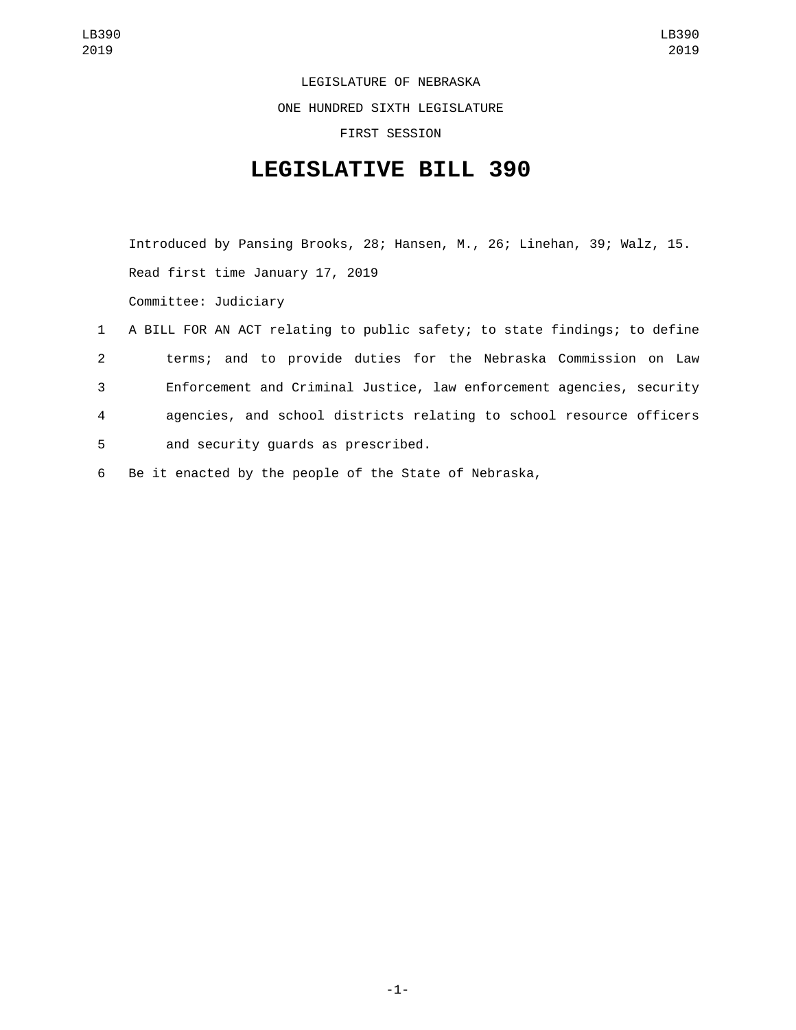LEGISLATURE OF NEBRASKA

ONE HUNDRED SIXTH LEGISLATURE

FIRST SESSION

# LEGISLATIVE BILL 390

Introduced by Pansing Brooks, 28; Hansen, M., 26; Linehan, 39; Walz, 15.

Read first time January 17, 2019

Committee: Judiciary

1 A BILL FOR AN ACT relating to public safety; to state findings; to define
2 terms; and to provide duties for the Nebraska Commission on Law
3 Enforcement and Criminal Justice, law enforcement agencies, security
4 agencies, and school districts relating to school resource officers
5 and security guards as prescribed.

6 Be it enacted by the people of the State of Nebraska,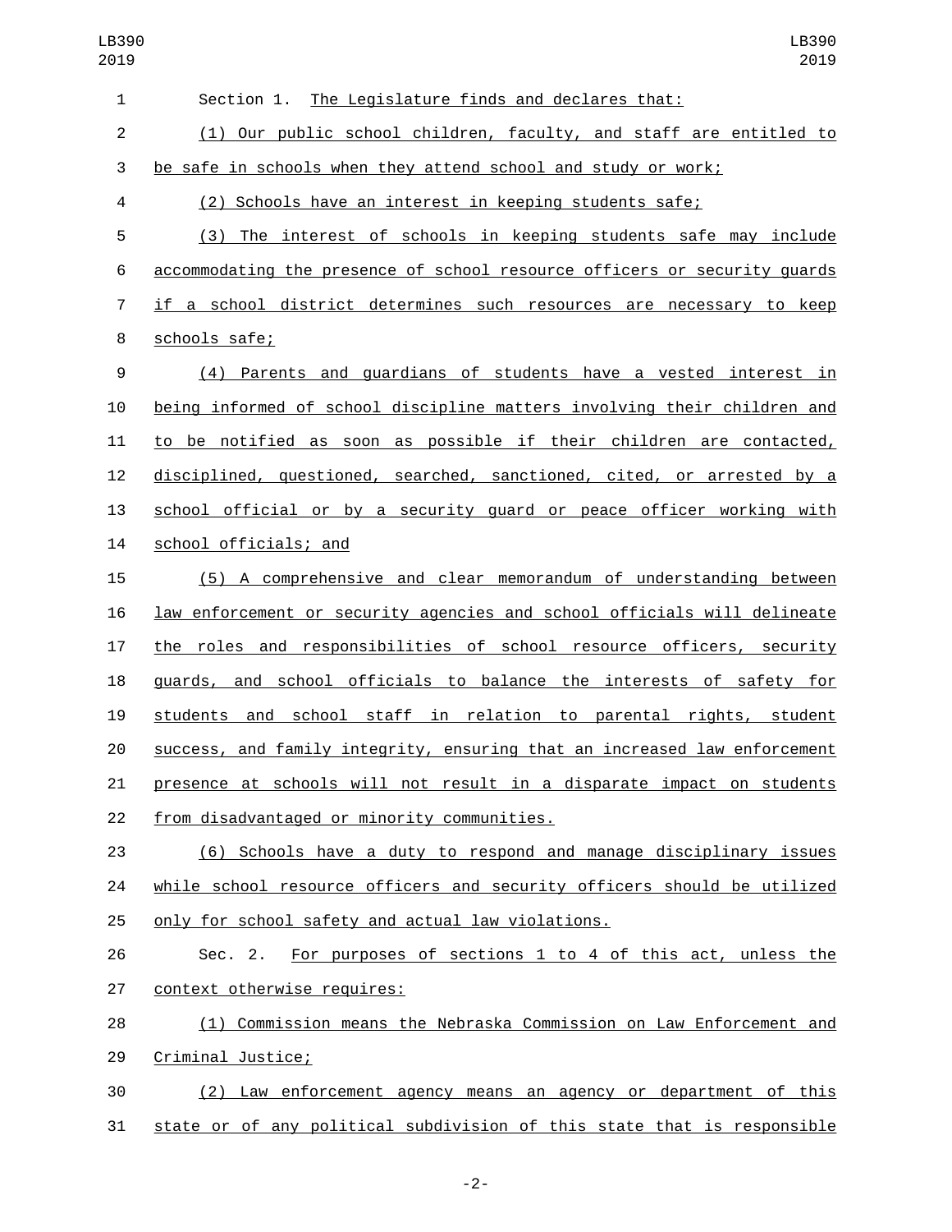Section 1. The Legislature finds and declares that:

(1) Our public school children, faculty, and staff are entitled to be safe in schools when they attend school and study or work;

(2) Schools have an interest in keeping students safe;

(3) The interest of schools in keeping students safe may include accommodating the presence of school resource officers or security guards if a school district determines such resources are necessary to keep schools safe;

(4) Parents and guardians of students have a vested interest in being informed of school discipline matters involving their children and to be notified as soon as possible if their children are contacted, disciplined, questioned, searched, sanctioned, cited, or arrested by a school official or by a security guard or peace officer working with school officials; and

(5) A comprehensive and clear memorandum of understanding between law enforcement or security agencies and school officials will delineate the roles and responsibilities of school resource officers, security guards, and school officials to balance the interests of safety for students and school staff in relation to parental rights, student success, and family integrity, ensuring that an increased law enforcement presence at schools will not result in a disparate impact on students from disadvantaged or minority communities.

(6) Schools have a duty to respond and manage disciplinary issues while school resource officers and security officers should be utilized only for school safety and actual law violations.

Sec. 2. For purposes of sections 1 to 4 of this act, unless the context otherwise requires:

(1) Commission means the Nebraska Commission on Law Enforcement and Criminal Justice;

(2) Law enforcement agency means an agency or department of this state or of any political subdivision of this state that is responsible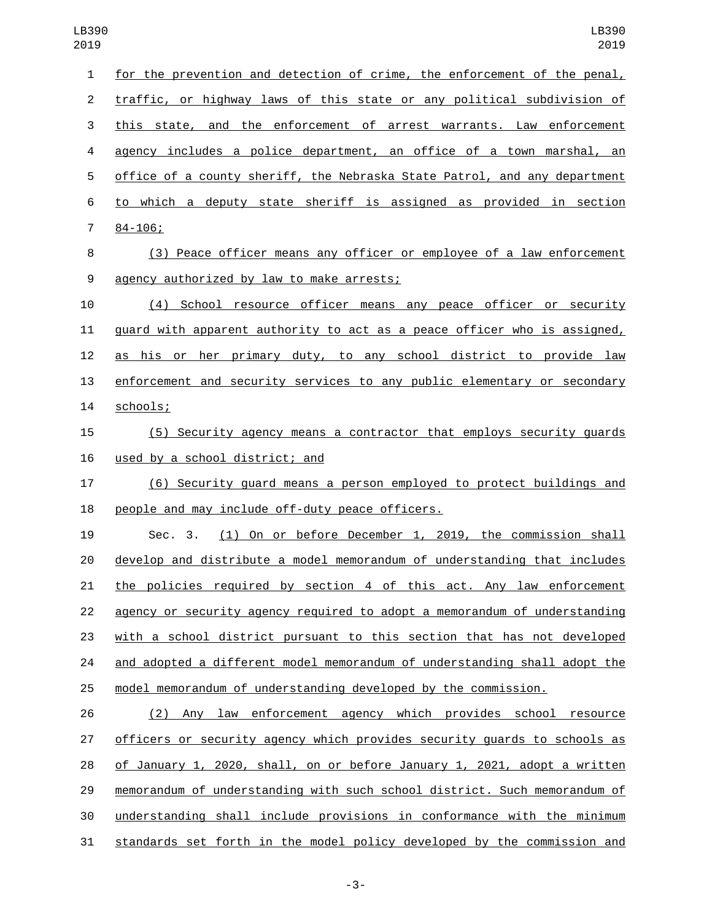for the prevention and detection of crime, the enforcement of the penal, traffic, or highway laws of this state or any political subdivision of this state, and the enforcement of arrest warrants. Law enforcement agency includes a police department, an office of a town marshal, an office of a county sheriff, the Nebraska State Patrol, and any department to which a deputy state sheriff is assigned as provided in section 84-106;

(3) Peace officer means any officer or employee of a law enforcement agency authorized by law to make arrests;

(4) School resource officer means any peace officer or security guard with apparent authority to act as a peace officer who is assigned, as his or her primary duty, to any school district to provide law enforcement and security services to any public elementary or secondary schools;

(5) Security agency means a contractor that employs security guards used by a school district; and

(6) Security guard means a person employed to protect buildings and people and may include off-duty peace officers.

Sec. 3. (1) On or before December 1, 2019, the commission shall develop and distribute a model memorandum of understanding that includes the policies required by section 4 of this act. Any law enforcement agency or security agency required to adopt a memorandum of understanding with a school district pursuant to this section that has not developed and adopted a different model memorandum of understanding shall adopt the model memorandum of understanding developed by the commission.

(2) Any law enforcement agency which provides school resource officers or security agency which provides security guards to schools as of January 1, 2020, shall, on or before January 1, 2021, adopt a written memorandum of understanding with such school district. Such memorandum of understanding shall include provisions in conformance with the minimum standards set forth in the model policy developed by the commission and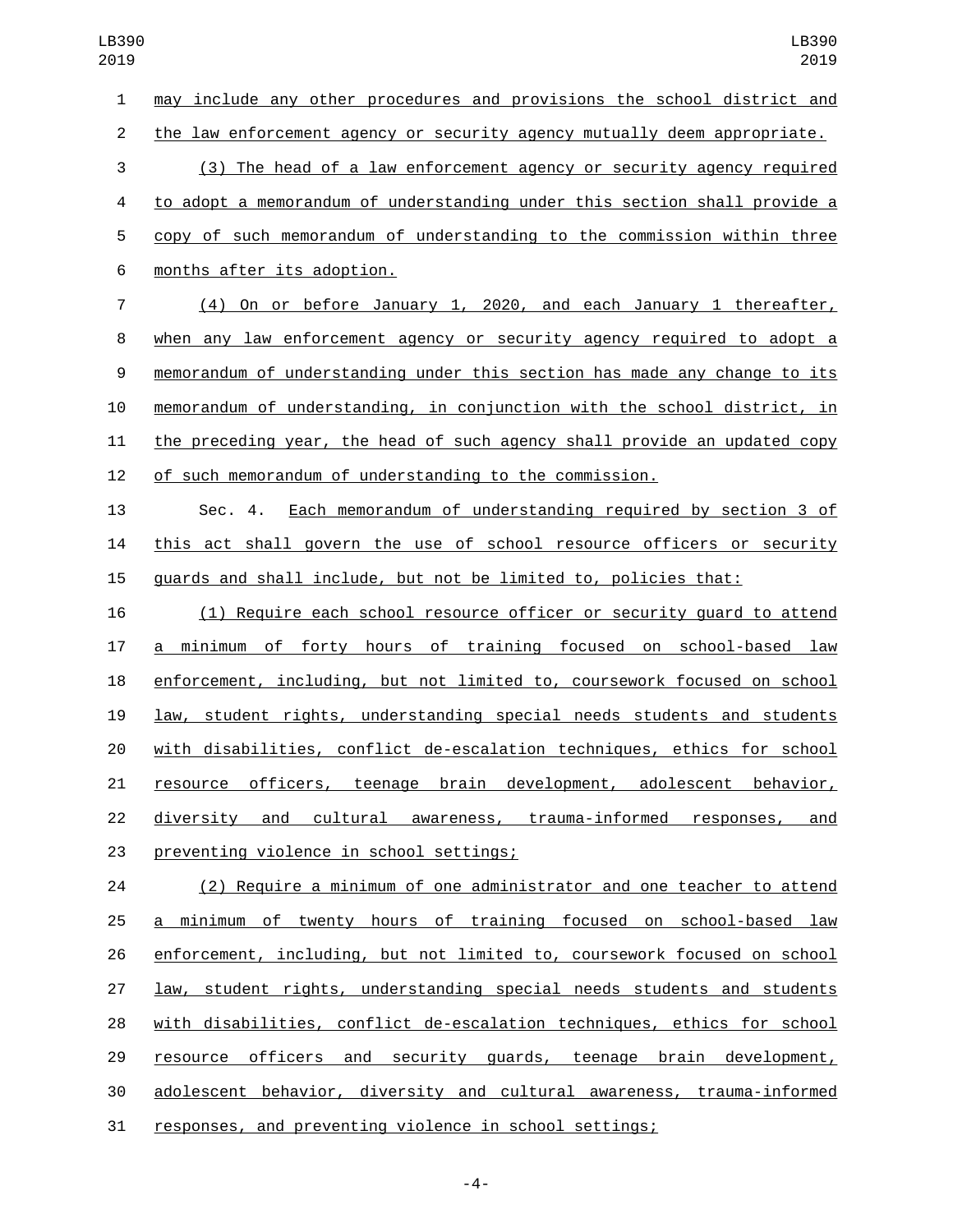may include any other procedures and provisions the school district and the law enforcement agency or security agency mutually deem appropriate.

(3) The head of a law enforcement agency or security agency required to adopt a memorandum of understanding under this section shall provide a copy of such memorandum of understanding to the commission within three months after its adoption.

(4) On or before January 1, 2020, and each January 1 thereafter, when any law enforcement agency or security agency required to adopt a memorandum of understanding under this section has made any change to its memorandum of understanding, in conjunction with the school district, in the preceding year, the head of such agency shall provide an updated copy of such memorandum of understanding to the commission.

Sec. 4. Each memorandum of understanding required by section 3 of this act shall govern the use of school resource officers or security guards and shall include, but not be limited to, policies that:

(1) Require each school resource officer or security guard to attend a minimum of forty hours of training focused on school-based law enforcement, including, but not limited to, coursework focused on school law, student rights, understanding special needs students and students with disabilities, conflict de-escalation techniques, ethics for school resource officers, teenage brain development, adolescent behavior, diversity and cultural awareness, trauma-informed responses, and preventing violence in school settings;

(2) Require a minimum of one administrator and one teacher to attend a minimum of twenty hours of training focused on school-based law enforcement, including, but not limited to, coursework focused on school law, student rights, understanding special needs students and students with disabilities, conflict de-escalation techniques, ethics for school resource officers and security guards, teenage brain development, adolescent behavior, diversity and cultural awareness, trauma-informed responses, and preventing violence in school settings;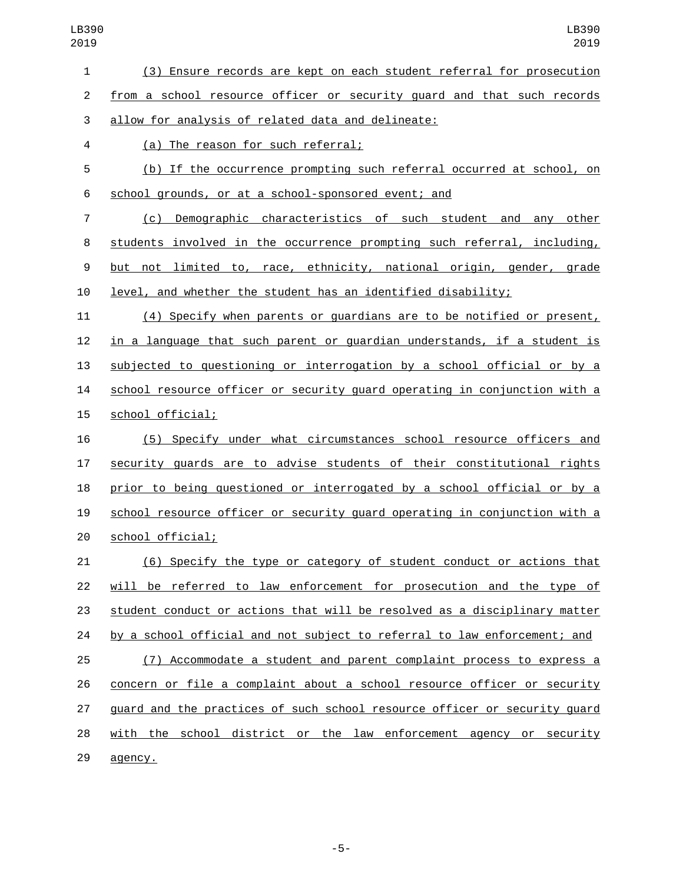(3) Ensure records are kept on each student referral for prosecution from a school resource officer or security guard and that such records allow for analysis of related data and delineate:

(a) The reason for such referral;

(b) If the occurrence prompting such referral occurred at school, on school grounds, or at a school-sponsored event; and

(c) Demographic characteristics of such student and any other students involved in the occurrence prompting such referral, including, but not limited to, race, ethnicity, national origin, gender, grade level, and whether the student has an identified disability;

(4) Specify when parents or guardians are to be notified or present, in a language that such parent or guardian understands, if a student is subjected to questioning or interrogation by a school official or by a school resource officer or security guard operating in conjunction with a school official;

(5) Specify under what circumstances school resource officers and security guards are to advise students of their constitutional rights prior to being questioned or interrogated by a school official or by a school resource officer or security guard operating in conjunction with a school official;

(6) Specify the type or category of student conduct or actions that will be referred to law enforcement for prosecution and the type of student conduct or actions that will be resolved as a disciplinary matter by a school official and not subject to referral to law enforcement; and

(7) Accommodate a student and parent complaint process to express a concern or file a complaint about a school resource officer or security guard and the practices of such school resource officer or security guard with the school district or the law enforcement agency or security agency.